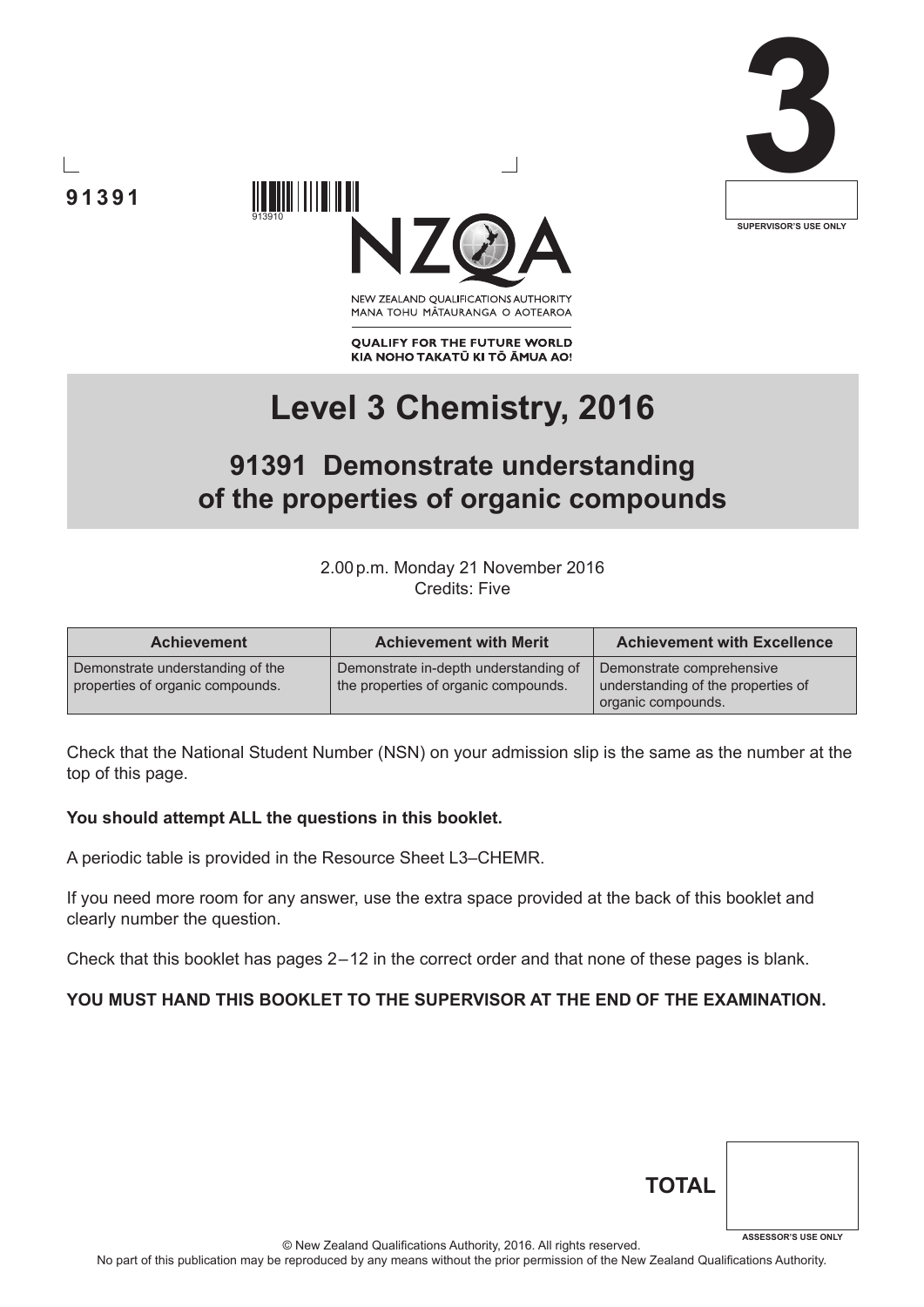91391

913910

NEW ZEALAND QUALIFICATIONS AUTHORITY
MANA TOHU MĀTAURANGA O AOTEAROA

QUALIFY FOR THE FUTURE WORLD
KIA NOHO TAKATŪ KI TŌ ĀMUA AO!

3

SUPERVISOR'S USE ONLY

# Level 3 Chemistry, 2016

## 91391 Demonstrate understanding of the properties of organic compounds

2.00 p.m. Monday 21 November 2016
Credits: Five

| Achievement | Achievement with Merit | Achievement with Excellence |
| --- | --- | --- |
| Demonstrate understanding of the properties of organic compounds. | Demonstrate in-depth understanding of the properties of organic compounds. | Demonstrate comprehensive understanding of the properties of organic compounds. |

Check that the National Student Number (NSN) on your admission slip is the same as the number at the top of this page.

**You should attempt ALL the questions in this booklet.**

A periodic table is provided in the Resource Sheet L3–CHEMR.

If you need more room for any answer, use the extra space provided at the back of this booklet and clearly number the question.

Check that this booklet has pages 2–12 in the correct order and that none of these pages is blank.

**YOU MUST HAND THIS BOOKLET TO THE SUPERVISOR AT THE END OF THE EXAMINATION.**

**TOTAL**

ASSESSOR'S USE ONLY

© New Zealand Qualifications Authority, 2016. All rights reserved.
No part of this publication may be reproduced by any means without the prior permission of the New Zealand Qualifications Authority.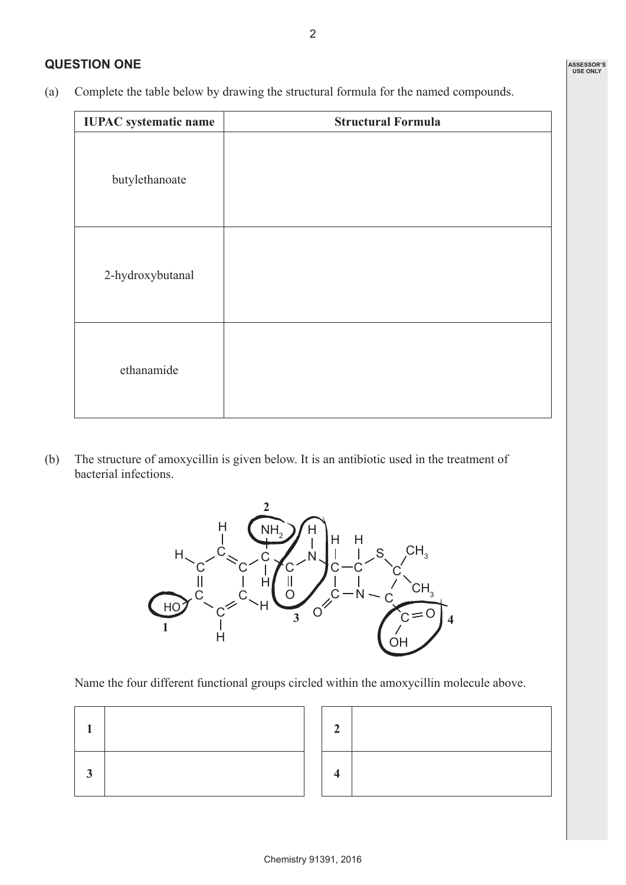## QUESTION ONE

(a) Complete the table below by drawing the structural formula for the named compounds.

| IUPAC systematic name | Structural Formula |
|---|---|
| butylethanoate | |
| 2-hydroxybutanal | |
| ethanamide | |

(b) The structure of amoxycillin is given below. It is an antibiotic used in the treatment of bacterial infections.

Name the four different functional groups circled within the amoxycillin molecule above.

| | |
|---|---|
| 1 | |
| 3 | |

| | |
|---|---|
| 2 | |
| 4 | |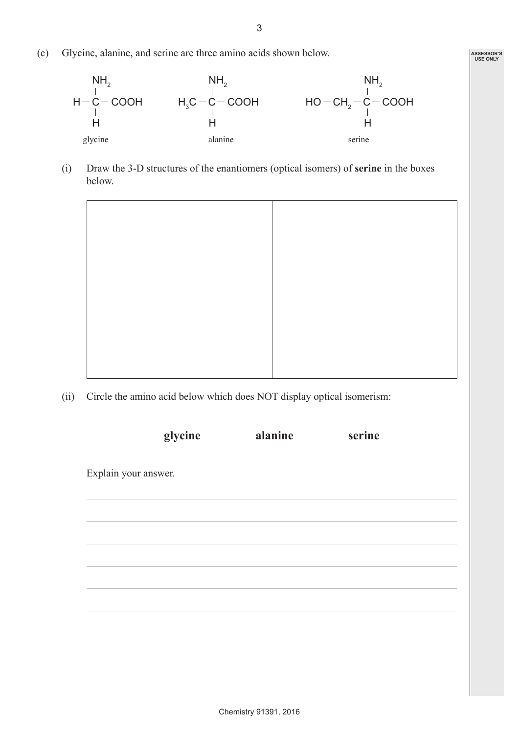(c) Glycine, alanine, and serine are three amino acids shown below.

$$H-\underset{\underset{H}{|}}{\overset{\overset{NH_2}{|}}{C}}-COOH \qquad H_3C-\underset{\underset{H}{|}}{\overset{\overset{NH_2}{|}}{C}}-COOH \qquad HO-CH_2-\underset{\underset{H}{|}}{\overset{\overset{NH_2}{|}}{C}}-COOH$$

glycine &nbsp;&nbsp;&nbsp;&nbsp;&nbsp;&nbsp;&nbsp;&nbsp; alanine &nbsp;&nbsp;&nbsp;&nbsp;&nbsp;&nbsp;&nbsp;&nbsp; serine

(i) Draw the 3-D structures of the enantiomers (optical isomers) of **serine** in the boxes below.

| | |
|---|---|
| | |

(ii) Circle the amino acid below which does NOT display optical isomerism:

**glycine** &nbsp;&nbsp;&nbsp;&nbsp;&nbsp;&nbsp;&nbsp;&nbsp; **alanine** &nbsp;&nbsp;&nbsp;&nbsp;&nbsp;&nbsp;&nbsp;&nbsp; **serine**

Explain your answer.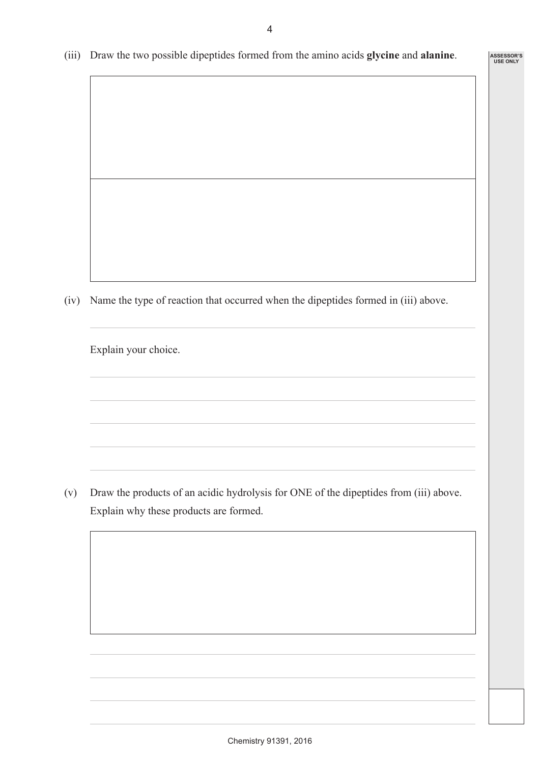(iii) Draw the two possible dipeptides formed from the amino acids **glycine** and **alanine**.

(iv) Name the type of reaction that occurred when the dipeptides formed in (iii) above.

Explain your choice.

(v) Draw the products of an acidic hydrolysis for ONE of the dipeptides from (iii) above.
Explain why these products are formed.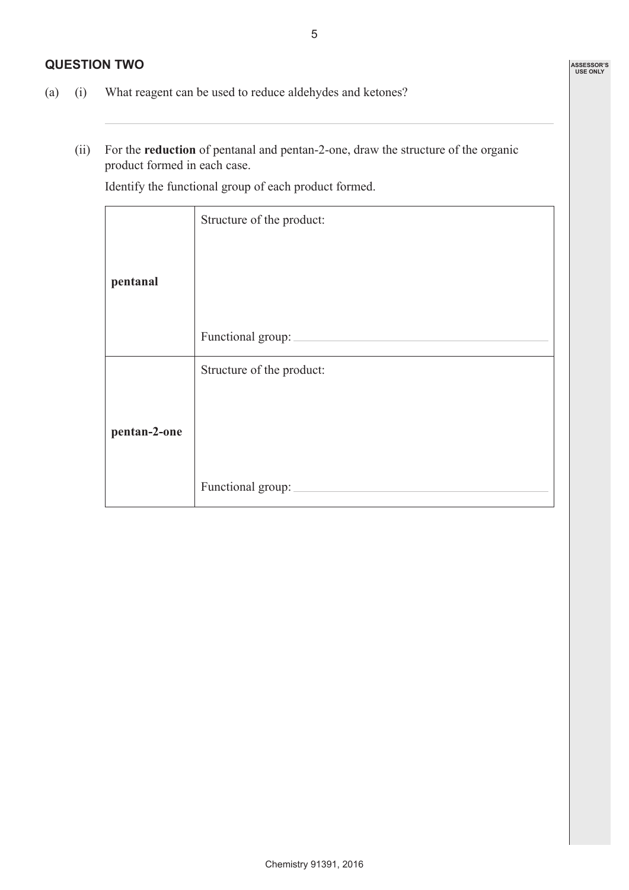## QUESTION TWO

(a) (i) What reagent can be used to reduce aldehydes and ketones?

(ii) For the **reduction** of pentanal and pentan-2-one, draw the structure of the organic product formed in each case.

Identify the functional group of each product formed.

| | |
|---|---|
| **pentanal** | Structure of the product:<br><br><br><br>Functional group: |
| **pentan-2-one** | Structure of the product:<br><br><br><br>Functional group: |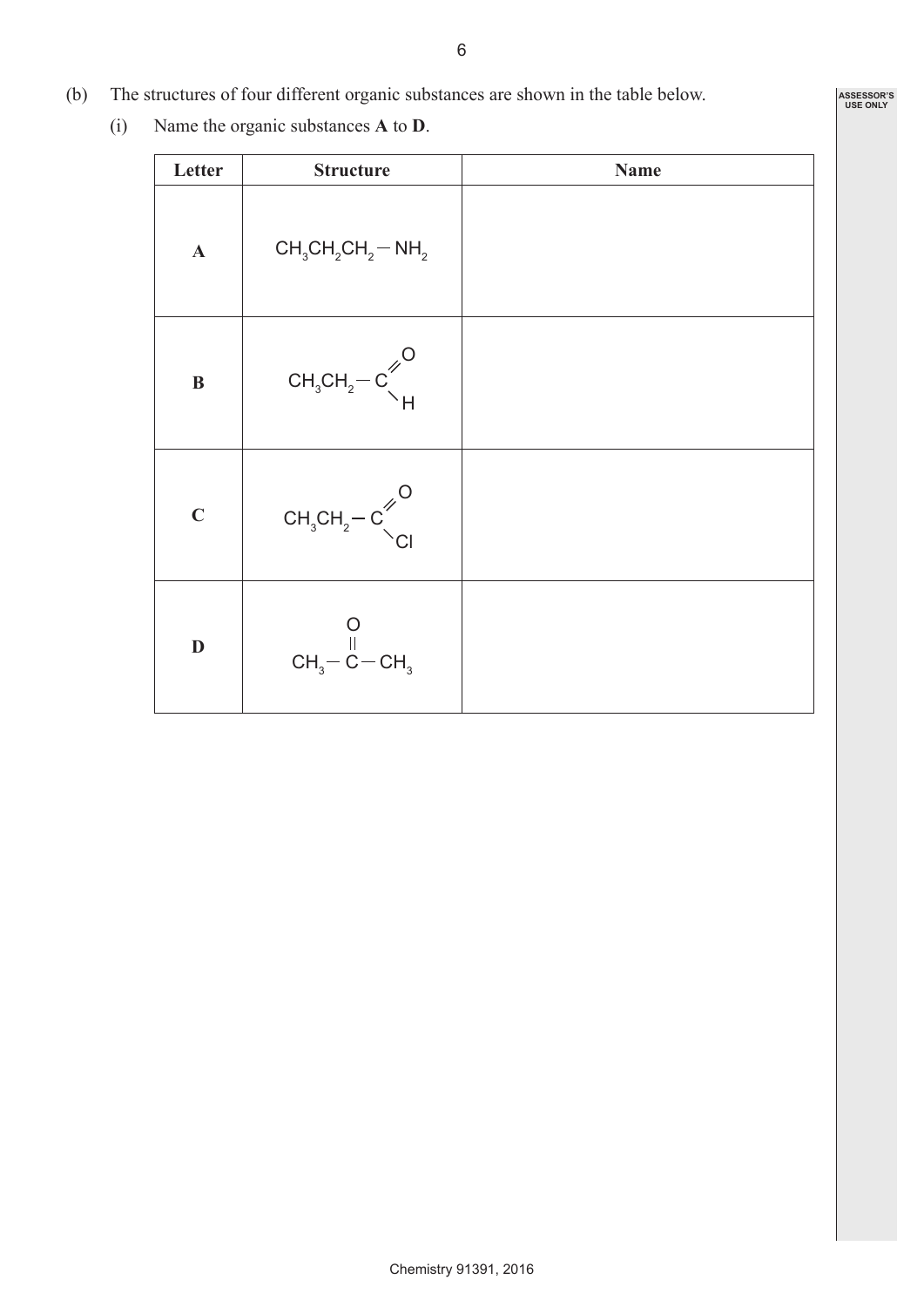(b) The structures of four different organic substances are shown in the table below.

(i) Name the organic substances **A** to **D**.

| Letter | Structure | Name |
|---|---|---|
| **A** | $CH_3CH_2CH_2-NH_2$ | |
| **B** | $CH_3CH_2-C(=O)H$ | |
| **C** | $CH_3CH_2-C(=O)Cl$ | |
| **D** | $CH_3-C(=O)-CH_3$ | |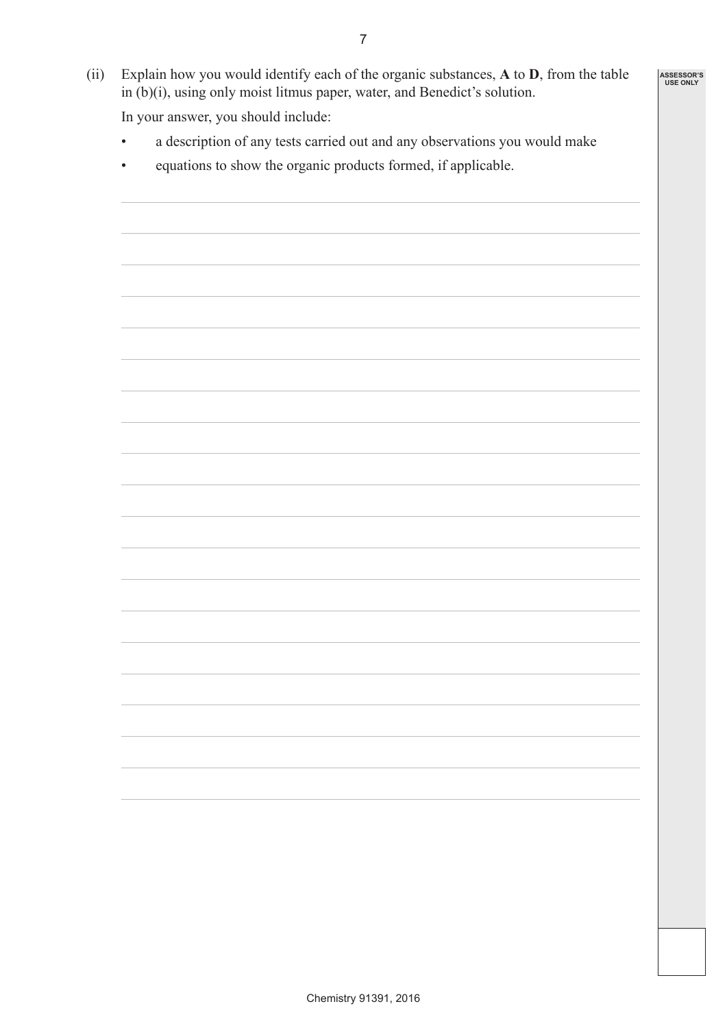(ii) Explain how you would identify each of the organic substances, **A** to **D**, from the table in (b)(i), using only moist litmus paper, water, and Benedict's solution.

In your answer, you should include:

- a description of any tests carried out and any observations you would make
- equations to show the organic products formed, if applicable.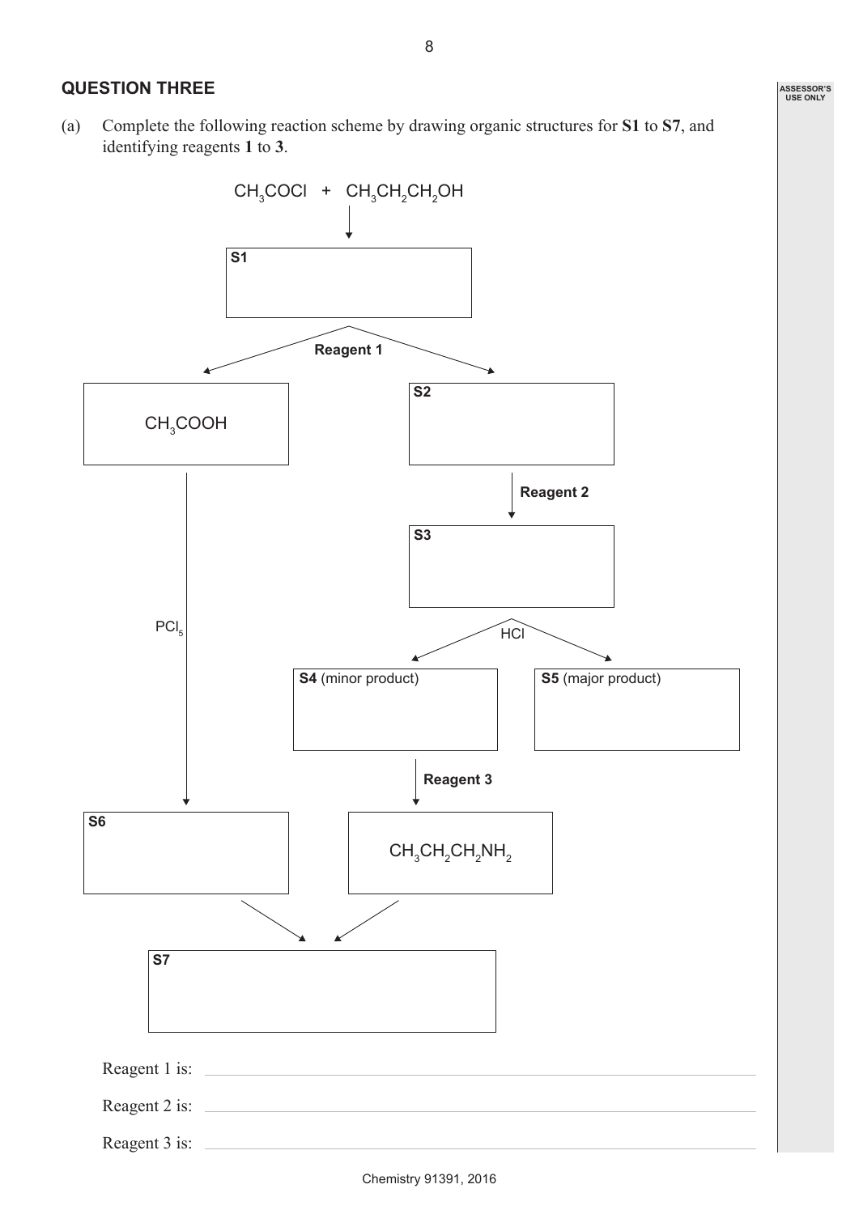## QUESTION THREE

(a) Complete the following reaction scheme by drawing organic structures for **S1** to **S7**, and identifying reagents **1** to **3**.

$CH_3COCl$ + $CH_3CH_2CH_2OH$

↓

**S1**

**Reagent 1** → $CH_3COOH$ and **S2**

$CH_3COOH$ —$PCl_5$→ **S6**

**S2** —**Reagent 2**→ **S3**

**S3** —HCl→ **S4** (minor product) and **S5** (major product)

**S4** (minor product) —**Reagent 3**→ $CH_3CH_2CH_2NH_2$

**S6** + $CH_3CH_2CH_2NH_2$ → **S7**

Reagent 1 is: ______________________________

Reagent 2 is: ______________________________

Reagent 3 is: ______________________________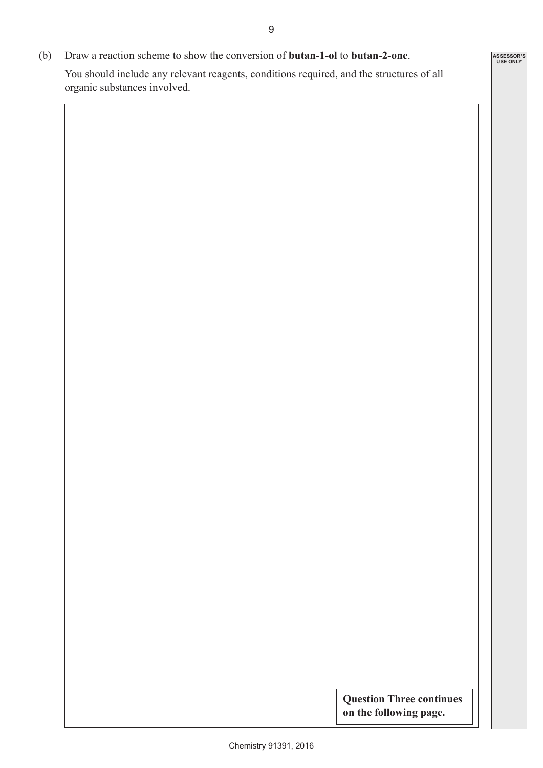(b) Draw a reaction scheme to show the conversion of **butan-1-ol** to **butan-2-one**.

You should include any relevant reagents, conditions required, and the structures of all organic substances involved.

**Question Three continues on the following page.**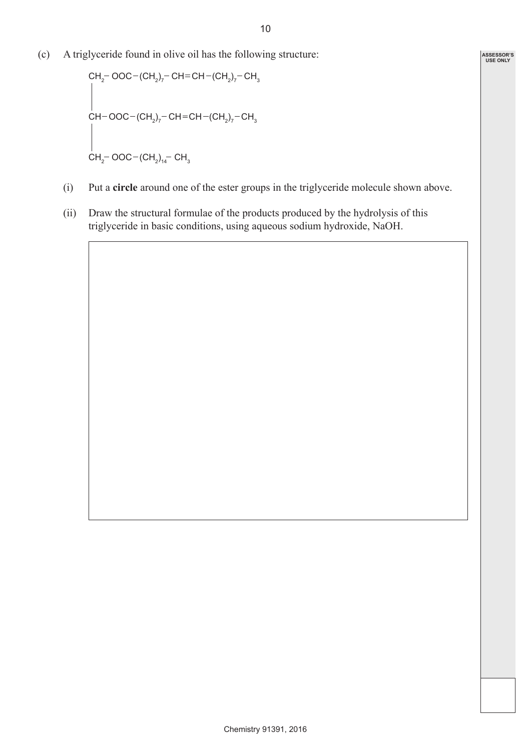(c) A triglyceride found in olive oil has the following structure:

$$
\begin{array}{l}
CH_2-OOC-(CH_2)_7-CH=CH-(CH_2)_7-CH_3 \\
| \\
CH-OOC-(CH_2)_7-CH=CH-(CH_2)_7-CH_3 \\
| \\
CH_2-OOC-(CH_2)_{14}-CH_3
\end{array}
$$

(i) Put a **circle** around one of the ester groups in the triglyceride molecule shown above.

(ii) Draw the structural formulae of the products produced by the hydrolysis of this triglyceride in basic conditions, using aqueous sodium hydroxide, NaOH.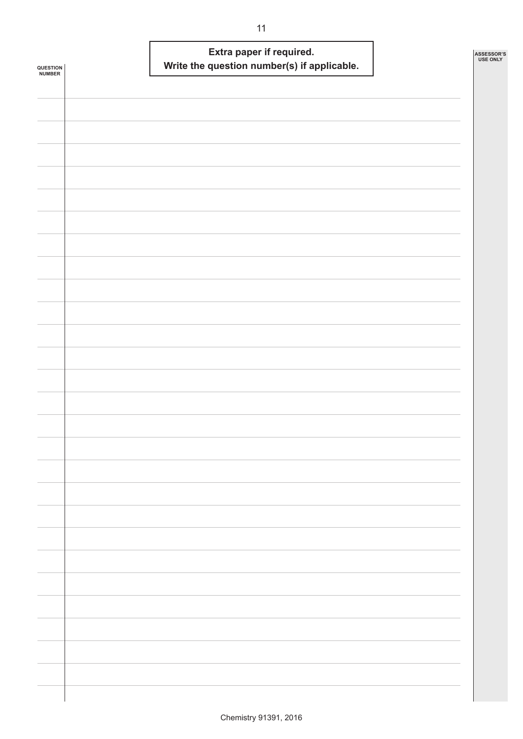**Extra paper if required.**
**Write the question number(s) if applicable.**

QUESTION NUMBER

ASSESSOR'S USE ONLY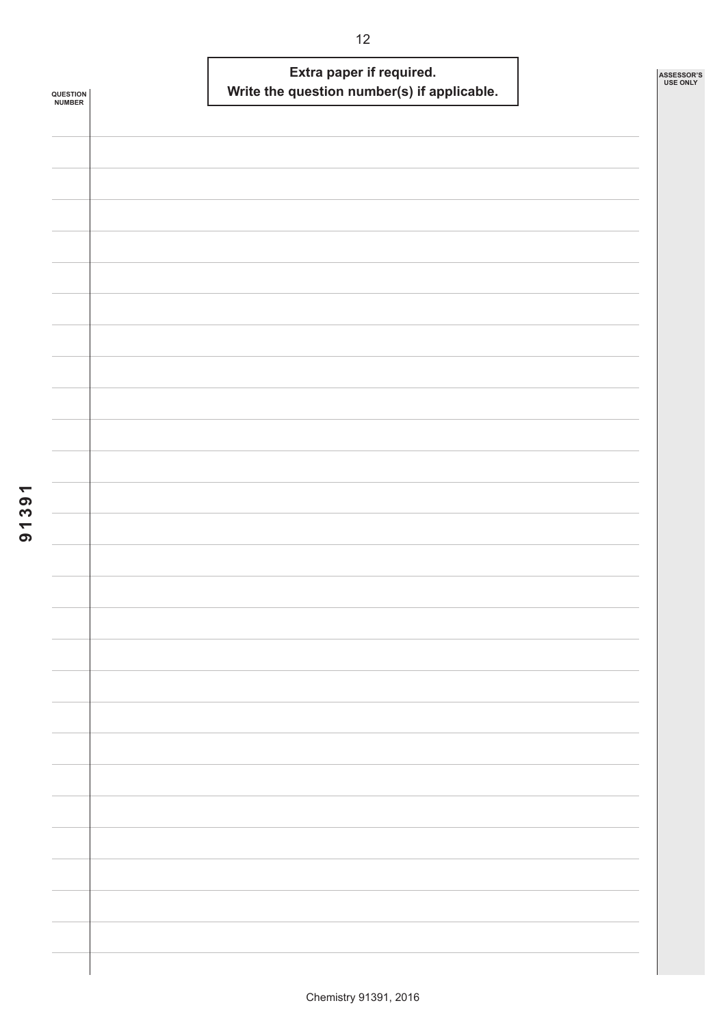**Extra paper if required.**
**Write the question number(s) if applicable.**

QUESTION NUMBER

ASSESSOR'S USE ONLY